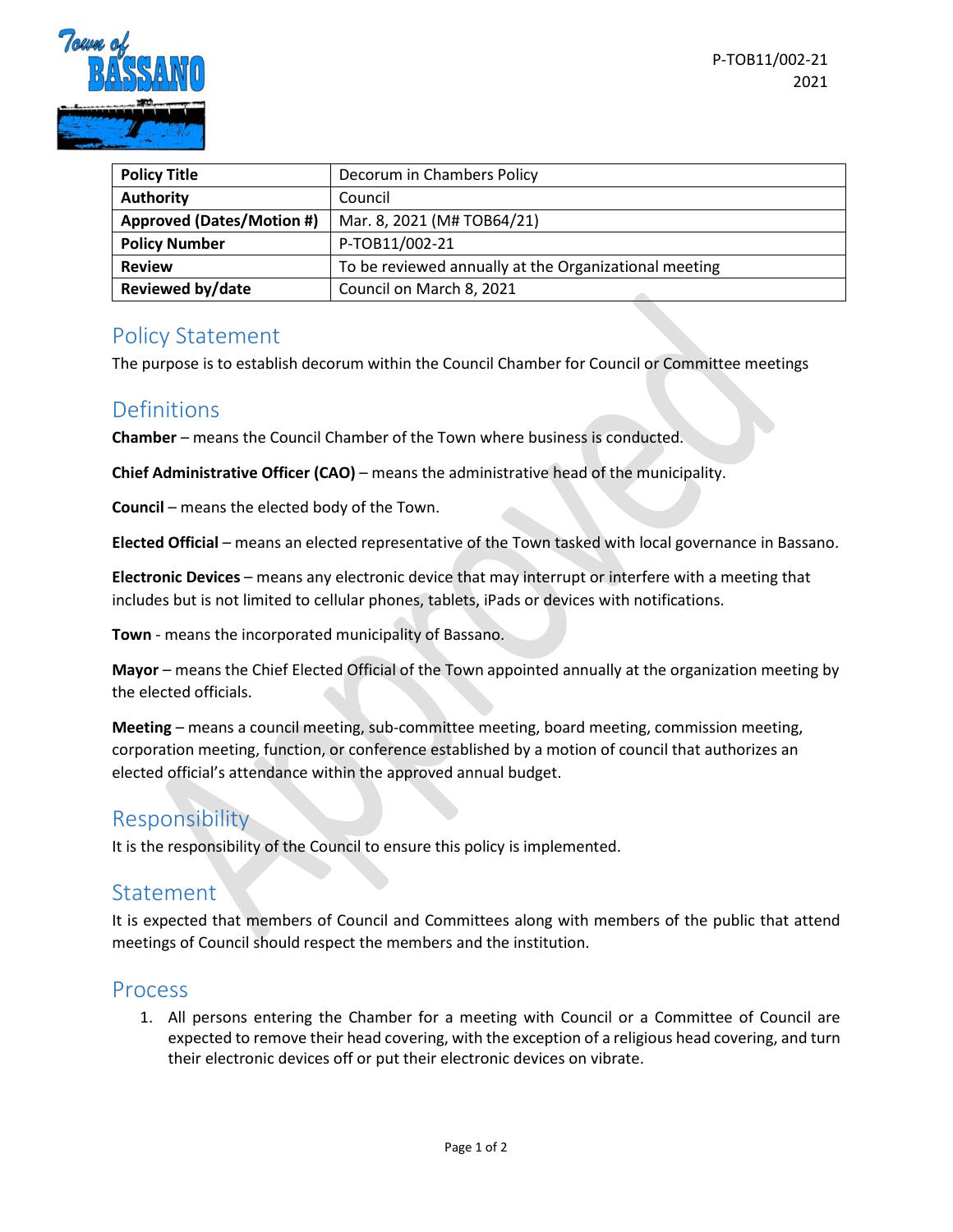P-TOB11/002-21
2021

| Policy Title | Decorum in Chambers Policy |
|---|---|
| Authority | Council |
| Approved (Dates/Motion #) | Mar. 8, 2021 (M# TOB64/21) |
| Policy Number | P-TOB11/002-21 |
| Review | To be reviewed annually at the Organizational meeting |
| Reviewed by/date | Council on March 8, 2021 |

## Policy Statement

The purpose is to establish decorum within the Council Chamber for Council or Committee meetings

## Definitions

**Chamber** – means the Council Chamber of the Town where business is conducted.

**Chief Administrative Officer (CAO)** – means the administrative head of the municipality.

**Council** – means the elected body of the Town.

**Elected Official** – means an elected representative of the Town tasked with local governance in Bassano.

**Electronic Devices** – means any electronic device that may interrupt or interfere with a meeting that includes but is not limited to cellular phones, tablets, iPads or devices with notifications.

**Town** - means the incorporated municipality of Bassano.

**Mayor** – means the Chief Elected Official of the Town appointed annually at the organization meeting by the elected officials.

**Meeting** – means a council meeting, sub-committee meeting, board meeting, commission meeting, corporation meeting, function, or conference established by a motion of council that authorizes an elected official's attendance within the approved annual budget.

## Responsibility

It is the responsibility of the Council to ensure this policy is implemented.

## Statement

It is expected that members of Council and Committees along with members of the public that attend meetings of Council should respect the members and the institution.

## Process

1. All persons entering the Chamber for a meeting with Council or a Committee of Council are expected to remove their head covering, with the exception of a religious head covering, and turn their electronic devices off or put their electronic devices on vibrate.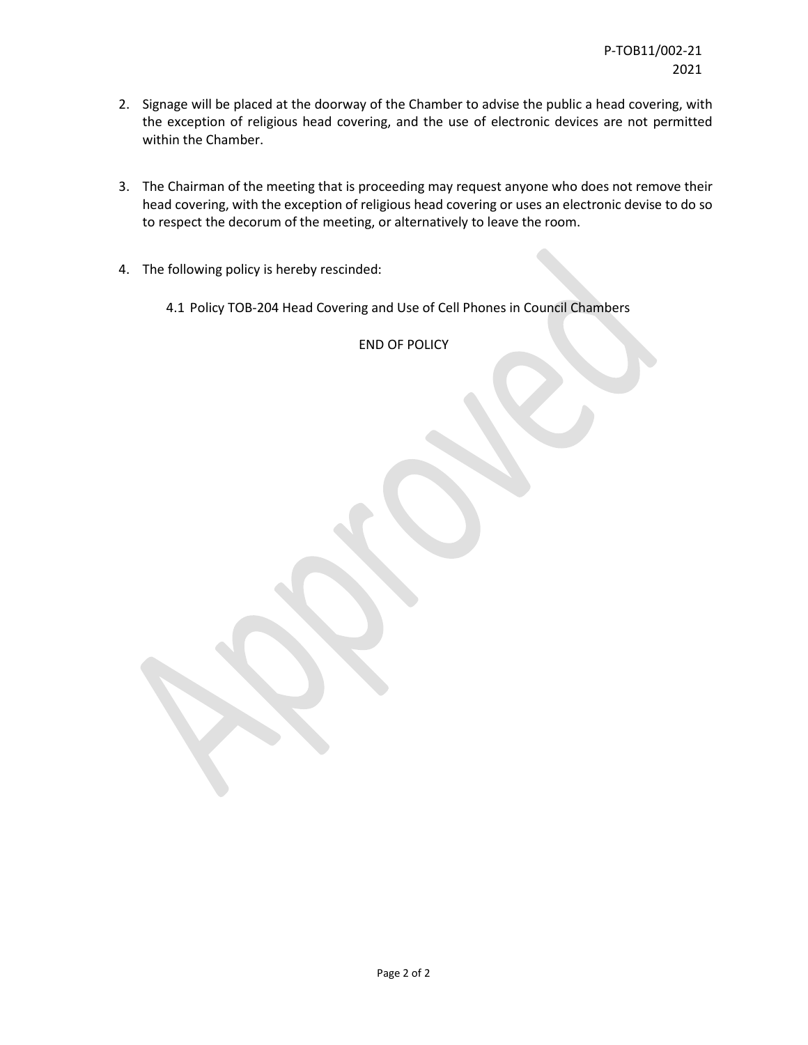2. Signage will be placed at the doorway of the Chamber to advise the public a head covering, with the exception of religious head covering, and the use of electronic devices are not permitted within the Chamber.

3. The Chairman of the meeting that is proceeding may request anyone who does not remove their head covering, with the exception of religious head covering or uses an electronic devise to do so to respect the decorum of the meeting, or alternatively to leave the room.

4. The following policy is hereby rescinded:

   4.1 Policy TOB-204 Head Covering and Use of Cell Phones in Council Chambers

END OF POLICY